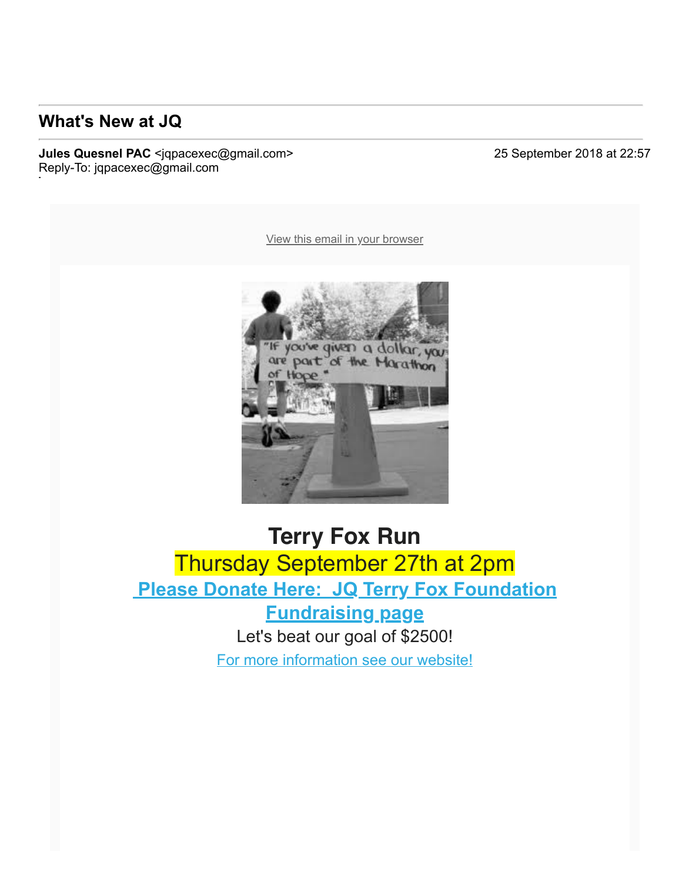## What's New at JQ

**Jules Quesnel PAC** <jqpacexec@gmail.com>
Reply-To: jqpacexec@gmail.com

25 September 2018 at 22:57

View this email in your browser

"If you've given a dollar, you are part of the Marathon of Hope"

# Terry Fox Run

## Thursday September 27th at 2pm

**Please Donate Here: JQ Terry Fox Foundation Fundraising page**

Let's beat our goal of $2500!

For more information see our website!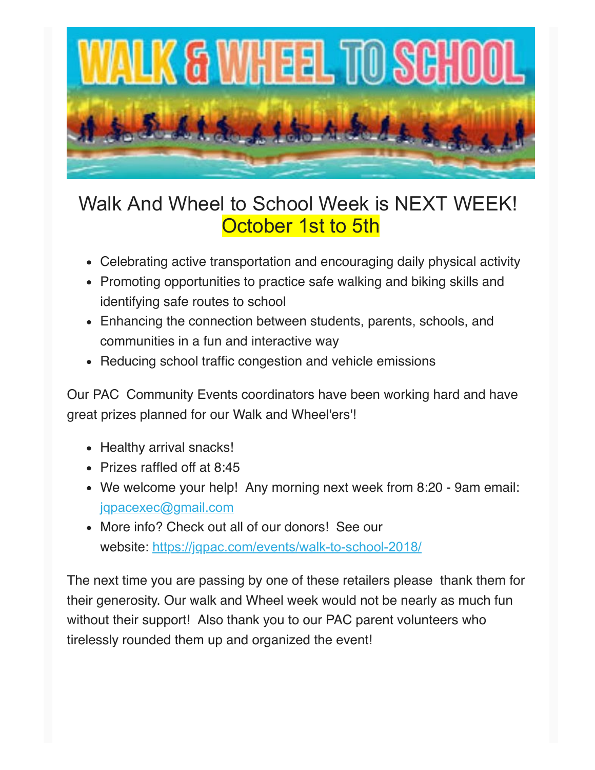# Walk And Wheel to School Week is NEXT WEEK!
## October 1st to 5th

- Celebrating active transportation and encouraging daily physical activity
- Promoting opportunities to practice safe walking and biking skills and identifying safe routes to school
- Enhancing the connection between students, parents, schools, and communities in a fun and interactive way
- Reducing school traffic congestion and vehicle emissions

Our PAC Community Events coordinators have been working hard and have great prizes planned for our Walk and Wheel'ers'!

- Healthy arrival snacks!
- Prizes raffled off at 8:45
- We welcome your help! Any morning next week from 8:20 - 9am email: jqpacexec@gmail.com
- More info? Check out all of our donors! See our website: https://jqpac.com/events/walk-to-school-2018/

The next time you are passing by one of these retailers please thank them for their generosity. Our walk and Wheel week would not be nearly as much fun without their support! Also thank you to our PAC parent volunteers who tirelessly rounded them up and organized the event!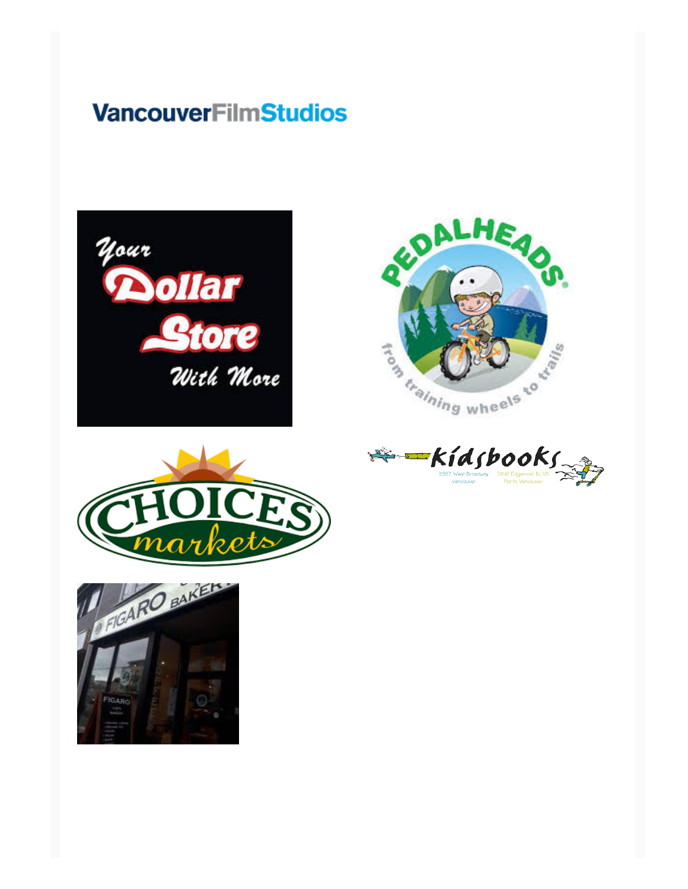VancouverFilmStudios

Your Dollar Store With More

PEDALHEADS® from training wheels to trails

CHOICES markets

kidsbooks 2557 West Broadway Vancouver 3040 Edgemont BLVD North Vancouver

FIGARO BAKERY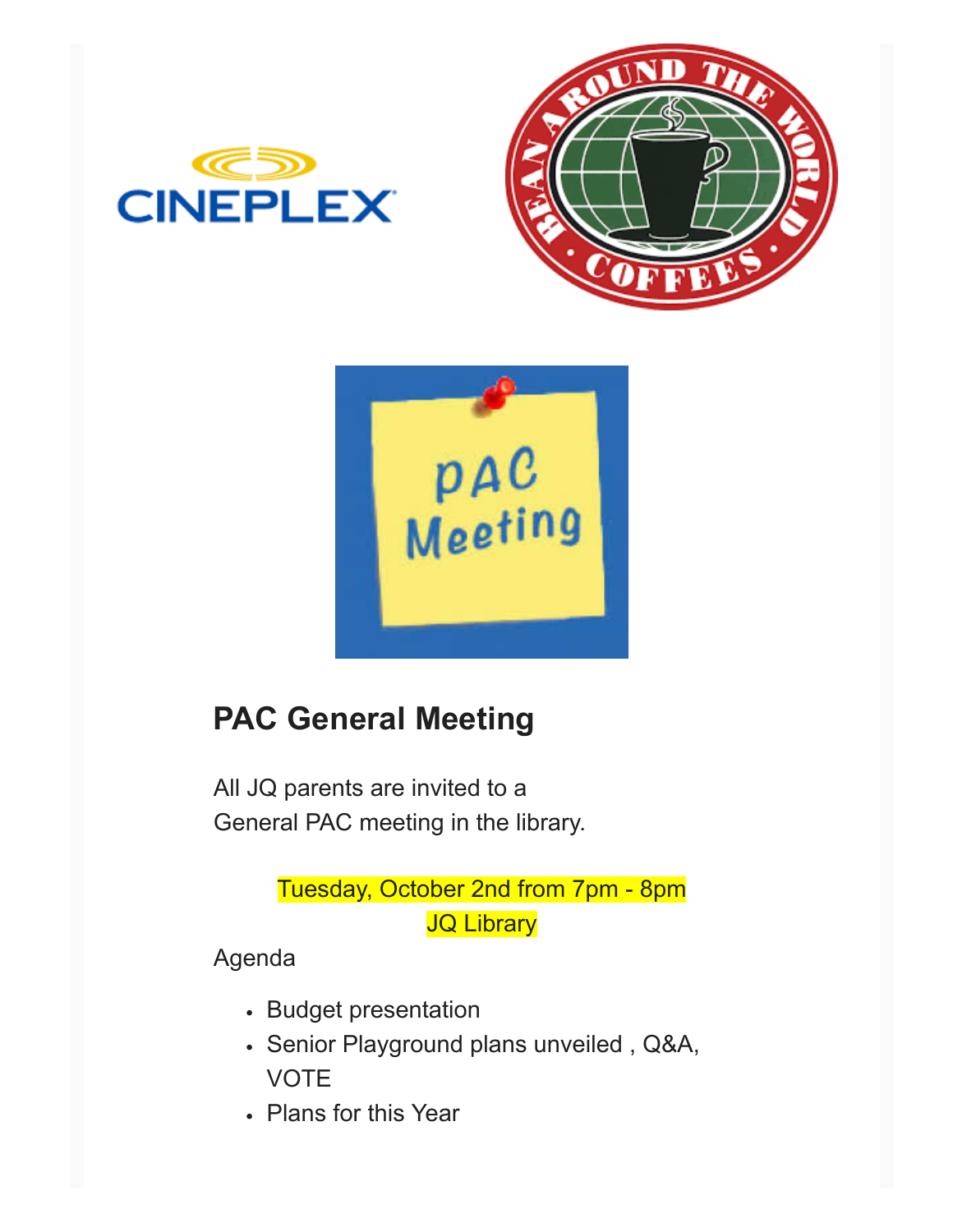## PAC General Meeting

All JQ parents are invited to a General PAC meeting in the library.

Tuesday, October 2nd from 7pm - 8pm
JQ Library

Agenda

- Budget presentation
- Senior Playground plans unveiled , Q&A, VOTE
- Plans for this Year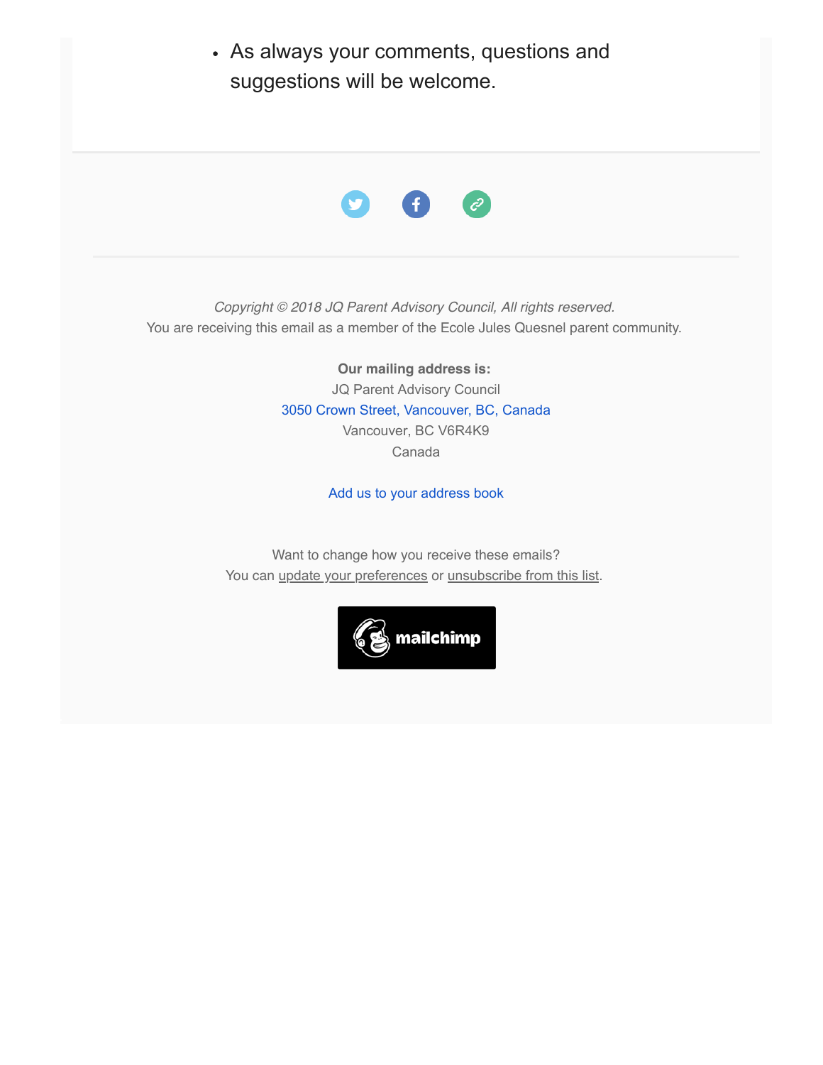- As always your comments, questions and suggestions will be welcome.

*Copyright © 2018 JQ Parent Advisory Council, All rights reserved.*
You are receiving this email as a member of the Ecole Jules Quesnel parent community.

**Our mailing address is:**
JQ Parent Advisory Council
3050 Crown Street, Vancouver, BC, Canada
Vancouver, BC V6R4K9
Canada

Add us to your address book

Want to change how you receive these emails?
You can update your preferences or unsubscribe from this list.

mailchimp